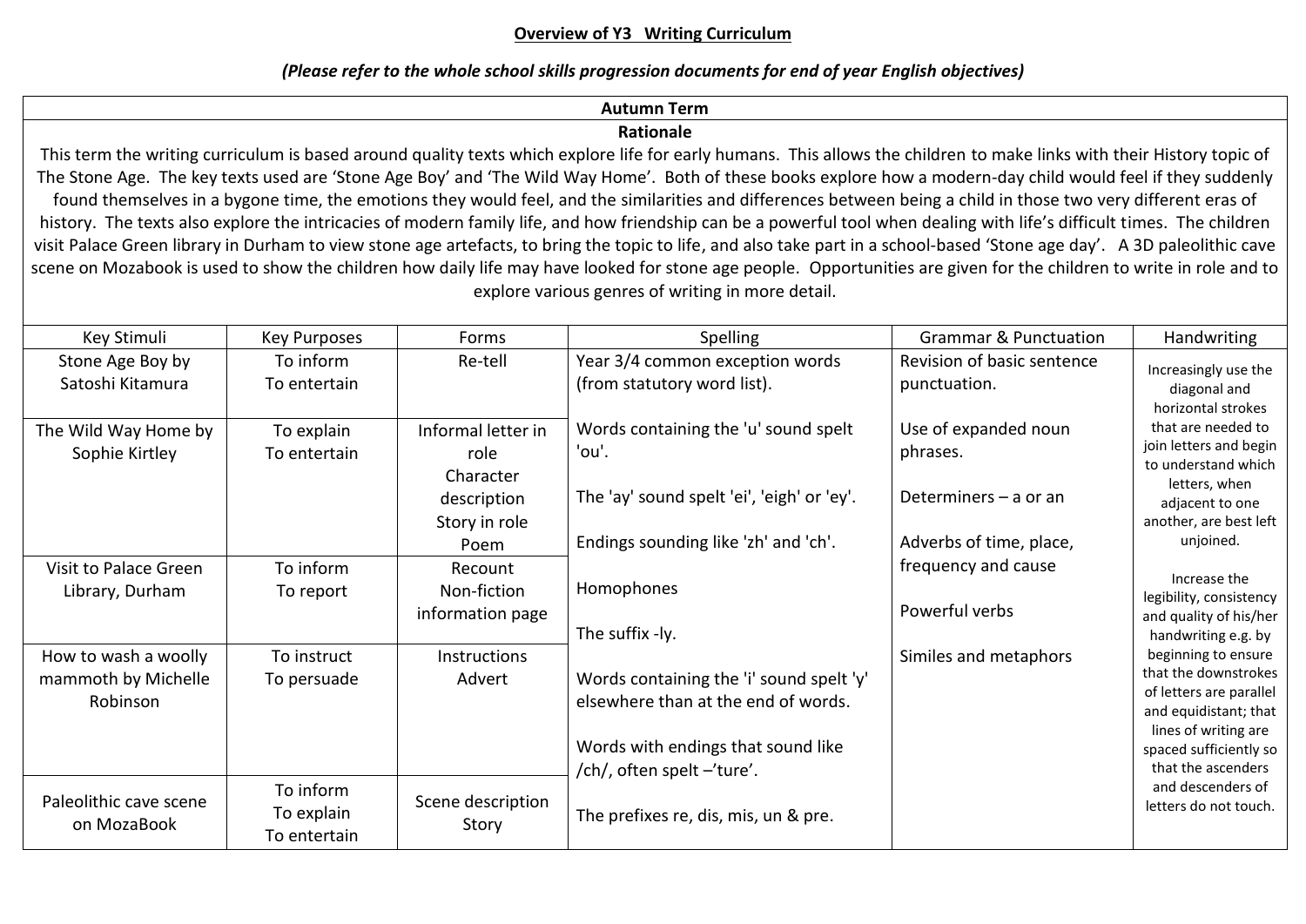# Overview of Y3 Writing Curriculum

*(Please refer to the whole school skills progression documents for end of year English objectives)*

## Autumn Term

### Rationale

This term the writing curriculum is based around quality texts which explore life for early humans. This allows the children to make links with their History topic of The Stone Age. The key texts used are 'Stone Age Boy' and 'The Wild Way Home'. Both of these books explore how a modern-day child would feel if they suddenly found themselves in a bygone time, the emotions they would feel, and the similarities and differences between being a child in those two very different eras of history. The texts also explore the intricacies of modern family life, and how friendship can be a powerful tool when dealing with life's difficult times. The children visit Palace Green library in Durham to view stone age artefacts, to bring the topic to life, and also take part in a school-based 'Stone age day'. A 3D paleolithic cave scene on Mozabook is used to show the children how daily life may have looked for stone age people. Opportunities are given for the children to write in role and to explore various genres of writing in more detail.

| Key Stimuli | Key Purposes | Forms | Spelling | Grammar & Punctuation | Handwriting |
|---|---|---|---|---|---|
| Stone Age Boy by Satoshi Kitamura | To inform<br>To entertain | Re-tell | Year 3/4 common exception words (from statutory word list).<br><br>Words containing the 'u' sound spelt 'ou'.<br><br>The 'ay' sound spelt 'ei', 'eigh' or 'ey'.<br><br>Endings sounding like 'zh' and 'ch'.<br><br>Homophones<br><br>The suffix -ly.<br><br>Words containing the 'i' sound spelt 'y' elsewhere than at the end of words.<br><br>Words with endings that sound like /ch/, often spelt –'ture'.<br><br>The prefixes re, dis, mis, un & pre. | Revision of basic sentence punctuation.<br><br>Use of expanded noun phrases.<br><br>Determiners – a or an<br><br>Adverbs of time, place, frequency and cause<br><br>Powerful verbs<br><br>Similes and metaphors | Increasingly use the diagonal and horizontal strokes that are needed to join letters and begin to understand which letters, when adjacent to one another, are best left unjoined.<br><br>Increase the legibility, consistency and quality of his/her handwriting e.g. by beginning to ensure that the downstrokes of letters are parallel and equidistant; that lines of writing are spaced sufficiently so that the ascenders and descenders of letters do not touch. |
| The Wild Way Home by Sophie Kirtley | To explain<br>To entertain | Informal letter in role<br>Character description<br>Story in role<br>Poem | | | |
| Visit to Palace Green Library, Durham | To inform<br>To report | Recount<br>Non-fiction information page | | | |
| How to wash a woolly mammoth by Michelle Robinson | To instruct<br>To persuade | Instructions<br>Advert | | | |
| Paleolithic cave scene on MozaBook | To inform<br>To explain<br>To entertain | Scene description<br>Story | | | |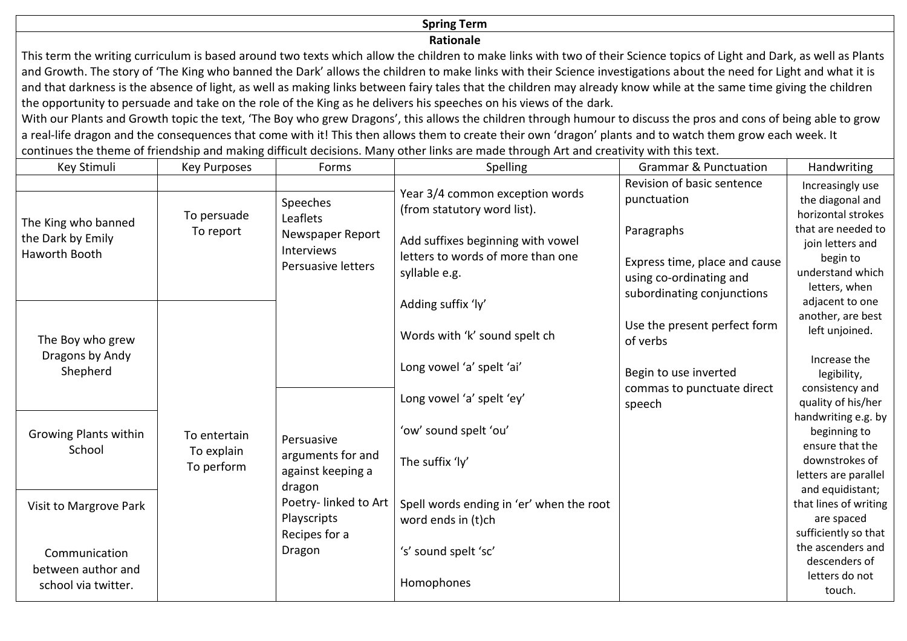## Spring Term

### Rationale

This term the writing curriculum is based around two texts which allow the children to make links with two of their Science topics of Light and Dark, as well as Plants and Growth. The story of 'The King who banned the Dark' allows the children to make links with their Science investigations about the need for Light and what it is and that darkness is the absence of light, as well as making links between fairy tales that the children may already know while at the same time giving the children the opportunity to persuade and take on the role of the King as he delivers his speeches on his views of the dark.

With our Plants and Growth topic the text, 'The Boy who grew Dragons', this allows the children through humour to discuss the pros and cons of being able to grow a real-life dragon and the consequences that come with it! This then allows them to create their own 'dragon' plants and to watch them grow each week. It continues the theme of friendship and making difficult decisions. Many other links are made through Art and creativity with this text.

| Key Stimuli | Key Purposes | Forms | Spelling | Grammar & Punctuation | Handwriting |
|---|---|---|---|---|---|
| The King who banned the Dark by Emily Haworth Booth | To persuade<br>To report | Speeches<br>Leaflets<br>Newspaper Report<br>Interviews<br>Persuasive letters | Year 3/4 common exception words (from statutory word list).<br><br>Add suffixes beginning with vowel letters to words of more than one syllable e.g.<br><br>Adding suffix 'ly'<br><br>Words with 'k' sound spelt ch<br><br>Long vowel 'a' spelt 'ai'<br><br>Long vowel 'a' spelt 'ey'<br><br>'ow' sound spelt 'ou'<br><br>The suffix 'ly'<br><br>Spell words ending in 'er' when the root word ends in (t)ch<br><br>'s' sound spelt 'sc'<br><br>Homophones | Revision of basic sentence punctuation<br><br>Paragraphs<br><br>Express time, place and cause using co-ordinating and subordinating conjunctions<br><br>Use the present perfect form of verbs<br><br>Begin to use inverted commas to punctuate direct speech | Increasingly use the diagonal and horizontal strokes that are needed to join letters and begin to understand which letters, when adjacent to one another, are best left unjoined.<br><br>Increase the legibility, consistency and quality of his/her handwriting e.g. by beginning to ensure that the downstrokes of letters are parallel and equidistant; that lines of writing are spaced sufficiently so that the ascenders and descenders of letters do not touch. |
| The Boy who grew Dragons by Andy Shepherd | To entertain<br>To explain<br>To perform | | | | |
| Growing Plants within School | | Persuasive arguments for and against keeping a dragon<br>Poetry- linked to Art<br>Playscripts<br>Recipes for a Dragon | | | |
| Visit to Margrove Park<br><br>Communication between author and school via twitter. | | | | | |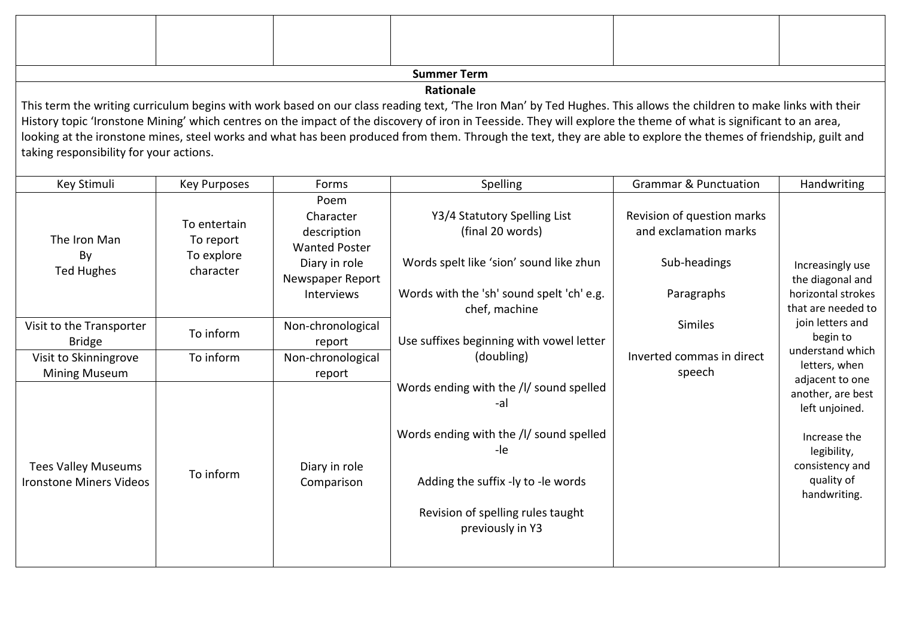| | | | | | |
|---|---|---|---|---|---|
| | | | | | |

**Summer Term**

**Rationale**

This term the writing curriculum begins with work based on our class reading text, 'The Iron Man' by Ted Hughes. This allows the children to make links with their History topic 'Ironstone Mining' which centres on the impact of the discovery of iron in Teesside. They will explore the theme of what is significant to an area, looking at the ironstone mines, steel works and what has been produced from them. Through the text, they are able to explore the themes of friendship, guilt and taking responsibility for your actions.

| Key Stimuli | Key Purposes | Forms | Spelling | Grammar & Punctuation | Handwriting |
|---|---|---|---|---|---|
| The Iron Man By Ted Hughes | To entertain<br>To report<br>To explore character | Poem<br>Character description<br>Wanted Poster<br>Diary in role<br>Newspaper Report<br>Interviews | Y3/4 Statutory Spelling List (final 20 words)<br><br>Words spelt like 'sion' sound like zhun<br><br>Words with the 'sh' sound spelt 'ch' e.g. chef, machine<br><br>Use suffixes beginning with vowel letter (doubling)<br><br>Words ending with the /l/ sound spelled -al<br><br>Words ending with the /l/ sound spelled -le<br><br>Adding the suffix -ly to -le words<br><br>Revision of spelling rules taught previously in Y3 | Revision of question marks and exclamation marks<br><br>Sub-headings<br><br>Paragraphs<br><br>Similes<br><br>Inverted commas in direct speech | Increasingly use the diagonal and horizontal strokes that are needed to join letters and begin to understand which letters, when adjacent to one another, are best left unjoined.<br><br>Increase the legibility, consistency and quality of handwriting. |
| Visit to the Transporter Bridge | To inform | Non-chronological report | | | |
| Visit to Skinningrove Mining Museum | To inform | Non-chronological report | | | |
| Tees Valley Museums Ironstone Miners Videos | To inform | Diary in role<br>Comparison | | | |